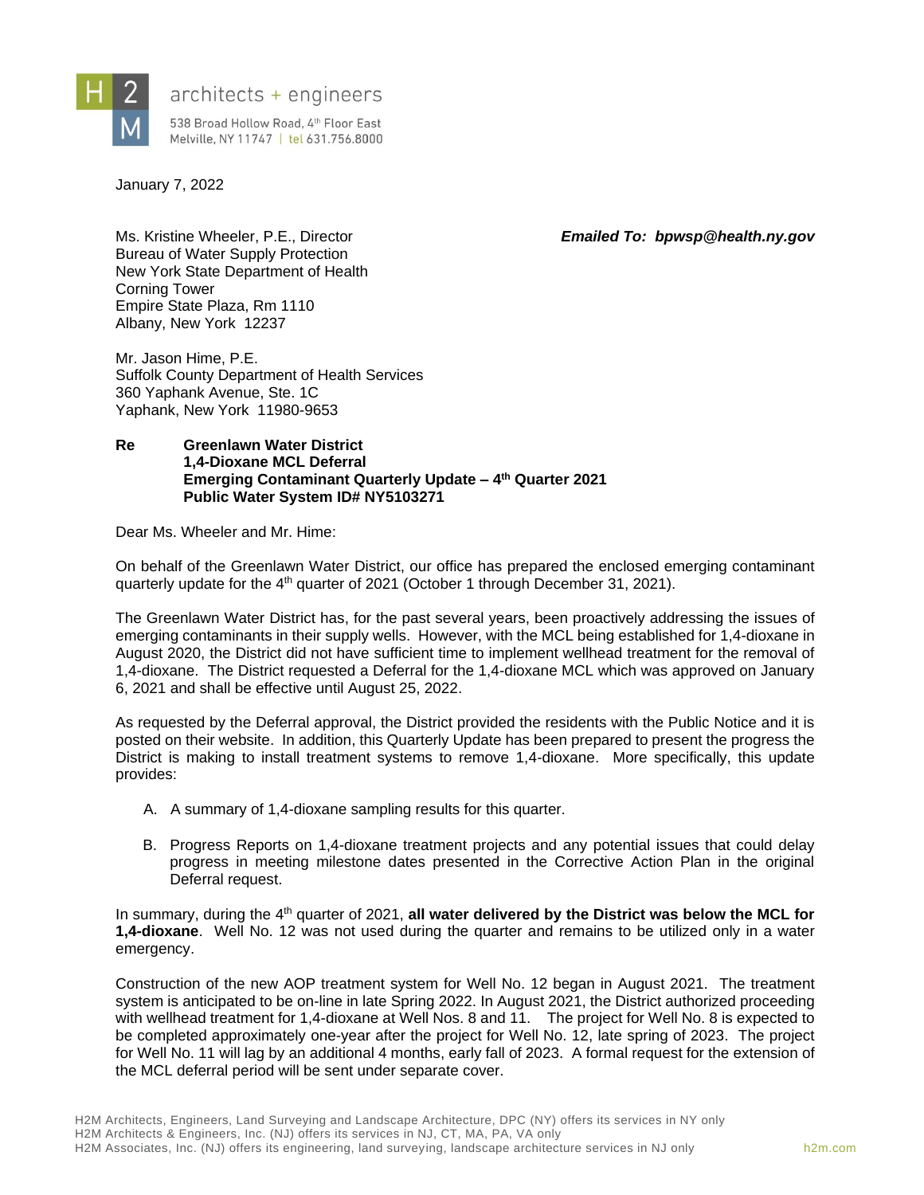architects + engineers

538 Broad Hollow Road, 4th Floor East
Melville, NY 11747 | tel 631.756.8000

January 7, 2022

Ms. Kristine Wheeler, P.E., Director
Bureau of Water Supply Protection
New York State Department of Health
Corning Tower
Empire State Plaza, Rm 1110
Albany, New York 12237

***Emailed To: bpwsp@health.ny.gov***

Mr. Jason Hime, P.E.
Suffolk County Department of Health Services
360 Yaphank Avenue, Ste. 1C
Yaphank, New York 11980-9653

**Re** **Greenlawn Water District**
**1,4-Dioxane MCL Deferral**
**Emerging Contaminant Quarterly Update – 4th Quarter 2021**
**Public Water System ID# NY5103271**

Dear Ms. Wheeler and Mr. Hime:

On behalf of the Greenlawn Water District, our office has prepared the enclosed emerging contaminant quarterly update for the 4th quarter of 2021 (October 1 through December 31, 2021).

The Greenlawn Water District has, for the past several years, been proactively addressing the issues of emerging contaminants in their supply wells. However, with the MCL being established for 1,4-dioxane in August 2020, the District did not have sufficient time to implement wellhead treatment for the removal of 1,4-dioxane. The District requested a Deferral for the 1,4-dioxane MCL which was approved on January 6, 2021 and shall be effective until August 25, 2022.

As requested by the Deferral approval, the District provided the residents with the Public Notice and it is posted on their website. In addition, this Quarterly Update has been prepared to present the progress the District is making to install treatment systems to remove 1,4-dioxane. More specifically, this update provides:

A. A summary of 1,4-dioxane sampling results for this quarter.

B. Progress Reports on 1,4-dioxane treatment projects and any potential issues that could delay progress in meeting milestone dates presented in the Corrective Action Plan in the original Deferral request.

In summary, during the 4th quarter of 2021, **all water delivered by the District was below the MCL for 1,4-dioxane**. Well No. 12 was not used during the quarter and remains to be utilized only in a water emergency.

Construction of the new AOP treatment system for Well No. 12 began in August 2021. The treatment system is anticipated to be on-line in late Spring 2022. In August 2021, the District authorized proceeding with wellhead treatment for 1,4-dioxane at Well Nos. 8 and 11. The project for Well No. 8 is expected to be completed approximately one-year after the project for Well No. 12, late spring of 2023. The project for Well No. 11 will lag by an additional 4 months, early fall of 2023. A formal request for the extension of the MCL deferral period will be sent under separate cover.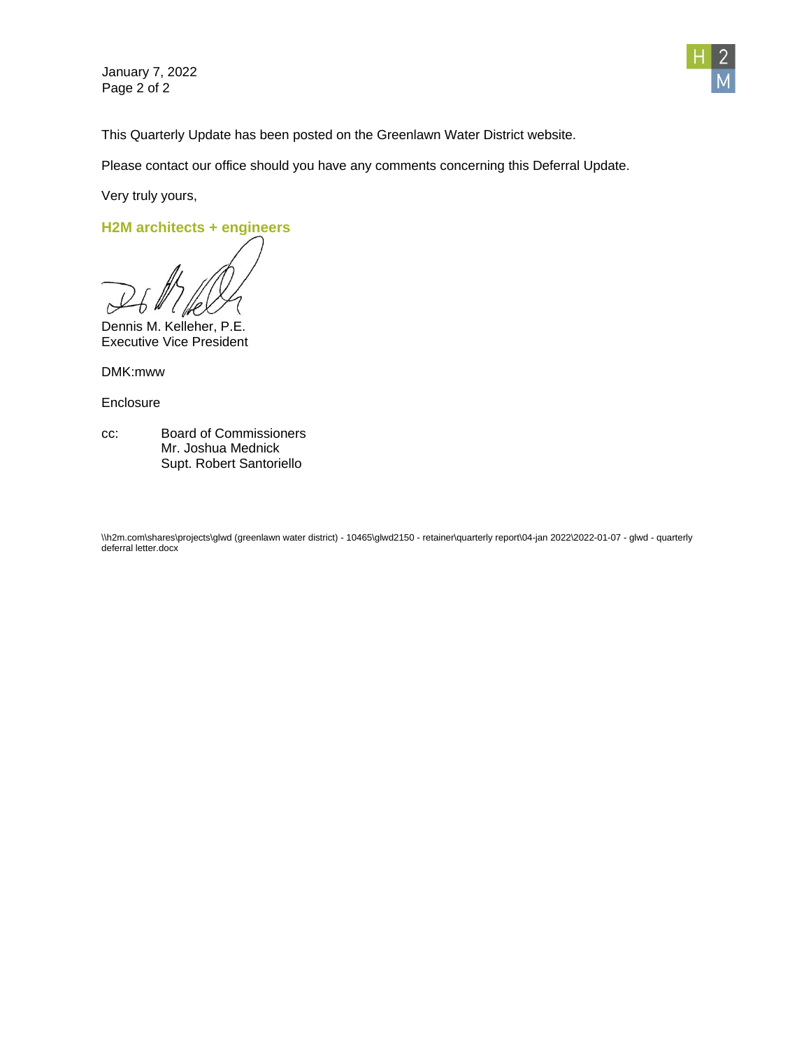This Quarterly Update has been posted on the Greenlawn Water District website.

Please contact our office should you have any comments concerning this Deferral Update.

Very truly yours,

**H2M architects + engineers**

Dennis M. Kelleher, P.E.
Executive Vice President

DMK:mww

Enclosure

cc: Board of Commissioners
Mr. Joshua Mednick
Supt. Robert Santoriello

\\h2m.com\shares\projects\glwd (greenlawn water district) - 10465\glwd2150 - retainer\quarterly report\04-jan 2022\2022-01-07 - glwd - quarterly deferral letter.docx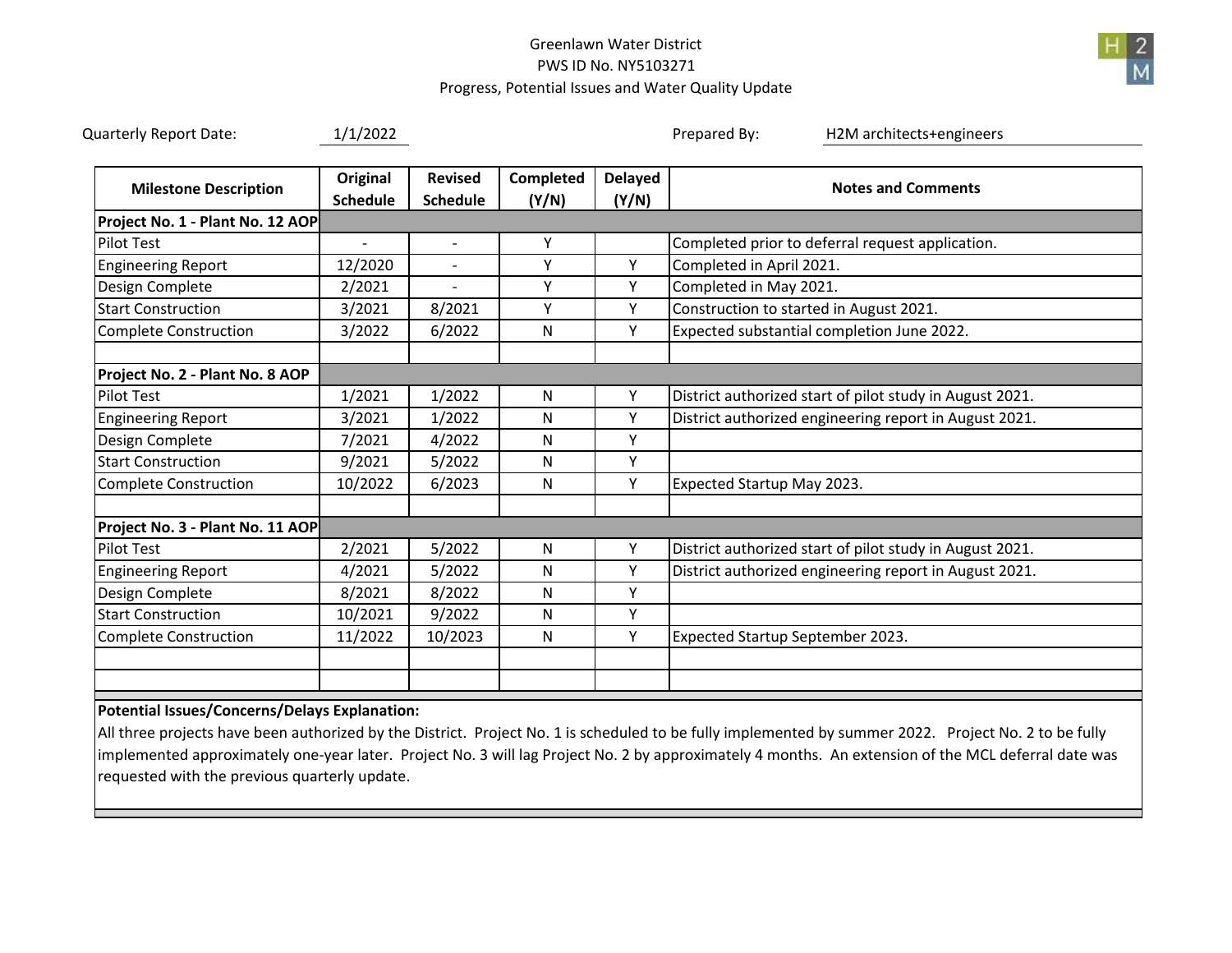Greenlawn Water District
PWS ID No. NY5103271
Progress, Potential Issues and Water Quality Update

Quarterly Report Date: 1/1/2022

Prepared By: H2M architects+engineers

| Milestone Description | Original Schedule | Revised Schedule | Completed (Y/N) | Delayed (Y/N) | Notes and Comments |
|---|---|---|---|---|---|
| **Project No. 1 - Plant No. 12 AOP** | | | | | |
| Pilot Test | - | - | Y | | Completed prior to deferral request application. |
| Engineering Report | 12/2020 | - | Y | Y | Completed in April 2021. |
| Design Complete | 2/2021 | - | Y | Y | Completed in May 2021. |
| Start Construction | 3/2021 | 8/2021 | Y | Y | Construction to started in August 2021. |
| Complete Construction | 3/2022 | 6/2022 | N | Y | Expected substantial completion June 2022. |
| | | | | | |
| **Project No. 2 - Plant No. 8 AOP** | | | | | |
| Pilot Test | 1/2021 | 1/2022 | N | Y | District authorized start of pilot study in August 2021. |
| Engineering Report | 3/2021 | 1/2022 | N | Y | District authorized engineering report in August 2021. |
| Design Complete | 7/2021 | 4/2022 | N | Y | |
| Start Construction | 9/2021 | 5/2022 | N | Y | |
| Complete Construction | 10/2022 | 6/2023 | N | Y | Expected Startup May 2023. |
| | | | | | |
| **Project No. 3 - Plant No. 11 AOP** | | | | | |
| Pilot Test | 2/2021 | 5/2022 | N | Y | District authorized start of pilot study in August 2021. |
| Engineering Report | 4/2021 | 5/2022 | N | Y | District authorized engineering report in August 2021. |
| Design Complete | 8/2021 | 8/2022 | N | Y | |
| Start Construction | 10/2021 | 9/2022 | N | Y | |
| Complete Construction | 11/2022 | 10/2023 | N | Y | Expected Startup September 2023. |

**Potential Issues/Concerns/Delays Explanation:**

All three projects have been authorized by the District. Project No. 1 is scheduled to be fully implemented by summer 2022. Project No. 2 to be fully implemented approximately one-year later. Project No. 3 will lag Project No. 2 by approximately 4 months. An extension of the MCL deferral date was requested with the previous quarterly update.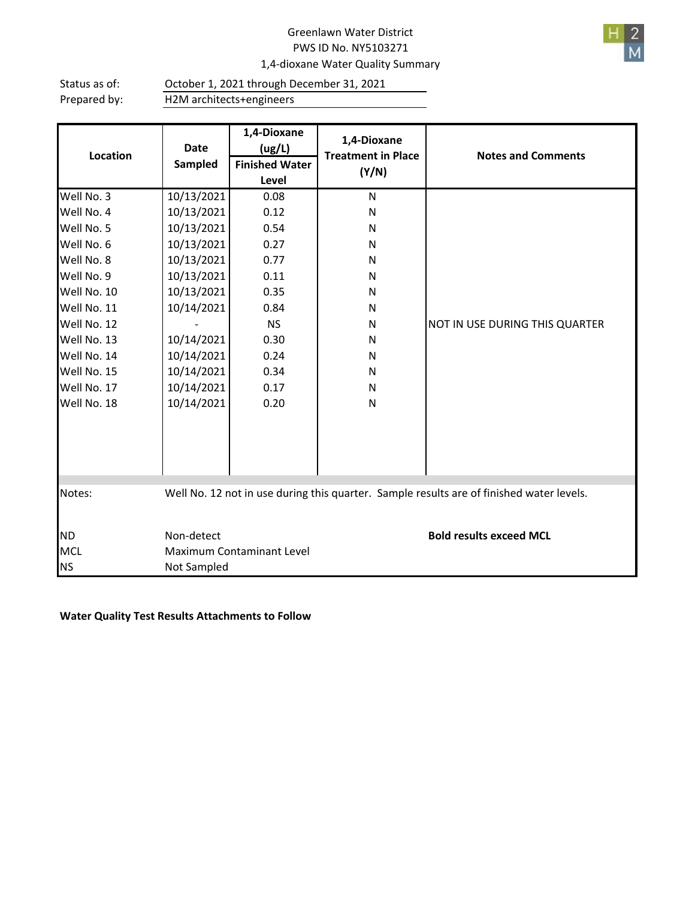Greenlawn Water District
PWS ID No. NY5103271
1,4-dioxane Water Quality Summary

Status as of: October 1, 2021 through December 31, 2021
Prepared by: H2M architects+engineers

| Location | Date Sampled | 1,4-Dioxane (ug/L) Finished Water Level | 1,4-Dioxane Treatment in Place (Y/N) | Notes and Comments |
|---|---|---|---|---|
| Well No. 3 | 10/13/2021 | 0.08 | N | |
| Well No. 4 | 10/13/2021 | 0.12 | N | |
| Well No. 5 | 10/13/2021 | 0.54 | N | |
| Well No. 6 | 10/13/2021 | 0.27 | N | |
| Well No. 8 | 10/13/2021 | 0.77 | N | |
| Well No. 9 | 10/13/2021 | 0.11 | N | |
| Well No. 10 | 10/13/2021 | 0.35 | N | |
| Well No. 11 | 10/14/2021 | 0.84 | N | |
| Well No. 12 | - | NS | N | NOT IN USE DURING THIS QUARTER |
| Well No. 13 | 10/14/2021 | 0.30 | N | |
| Well No. 14 | 10/14/2021 | 0.24 | N | |
| Well No. 15 | 10/14/2021 | 0.34 | N | |
| Well No. 17 | 10/14/2021 | 0.17 | N | |
| Well No. 18 | 10/14/2021 | 0.20 | N | |

Notes: Well No. 12 not in use during this quarter. Sample results are of finished water levels.

ND Non-detect

MCL Maximum Contaminant Level

NS Not Sampled

**Bold results exceed MCL**

**Water Quality Test Results Attachments to Follow**